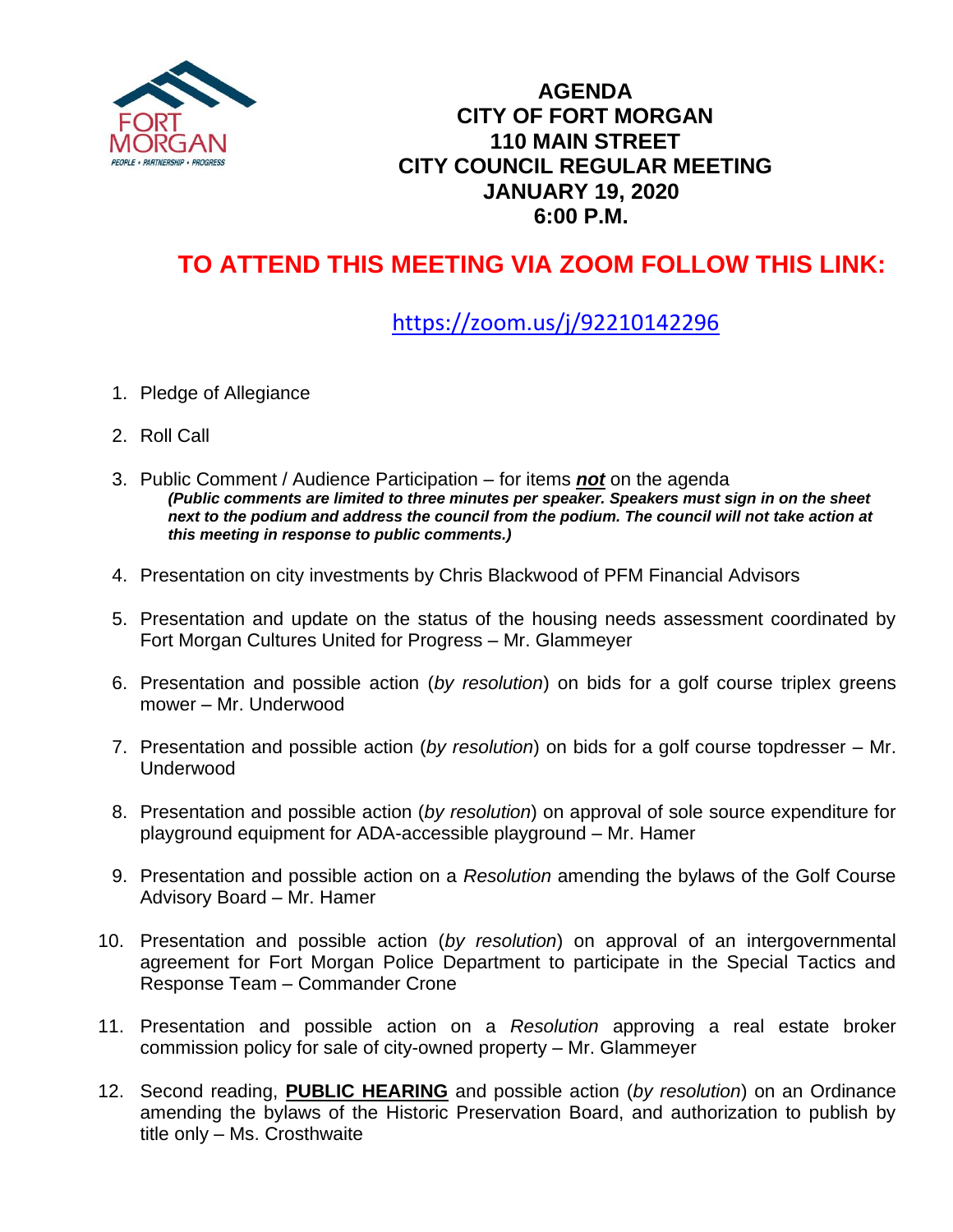# AGENDA
# CITY OF FORT MORGAN
# 110 MAIN STREET
# CITY COUNCIL REGULAR MEETING
# JANUARY 19, 2020
# 6:00 P.M.

## TO ATTEND THIS MEETING VIA ZOOM FOLLOW THIS LINK:

https://zoom.us/j/92210142296

1. Pledge of Allegiance

2. Roll Call

3. Public Comment / Audience Participation – for items ***not*** on the agenda
   ***(Public comments are limited to three minutes per speaker. Speakers must sign in on the sheet next to the podium and address the council from the podium. The council will not take action at this meeting in response to public comments.)***

4. Presentation on city investments by Chris Blackwood of PFM Financial Advisors

5. Presentation and update on the status of the housing needs assessment coordinated by Fort Morgan Cultures United for Progress – Mr. Glammeyer

6. Presentation and possible action (*by resolution*) on bids for a golf course triplex greens mower – Mr. Underwood

7. Presentation and possible action (*by resolution*) on bids for a golf course topdresser – Mr. Underwood

8. Presentation and possible action (*by resolution*) on approval of sole source expenditure for playground equipment for ADA-accessible playground – Mr. Hamer

9. Presentation and possible action on a *Resolution* amending the bylaws of the Golf Course Advisory Board – Mr. Hamer

10. Presentation and possible action (*by resolution*) on approval of an intergovernmental agreement for Fort Morgan Police Department to participate in the Special Tactics and Response Team – Commander Crone

11. Presentation and possible action on a *Resolution* approving a real estate broker commission policy for sale of city-owned property – Mr. Glammeyer

12. Second reading, **PUBLIC HEARING** and possible action (*by resolution*) on an Ordinance amending the bylaws of the Historic Preservation Board, and authorization to publish by title only – Ms. Crosthwaite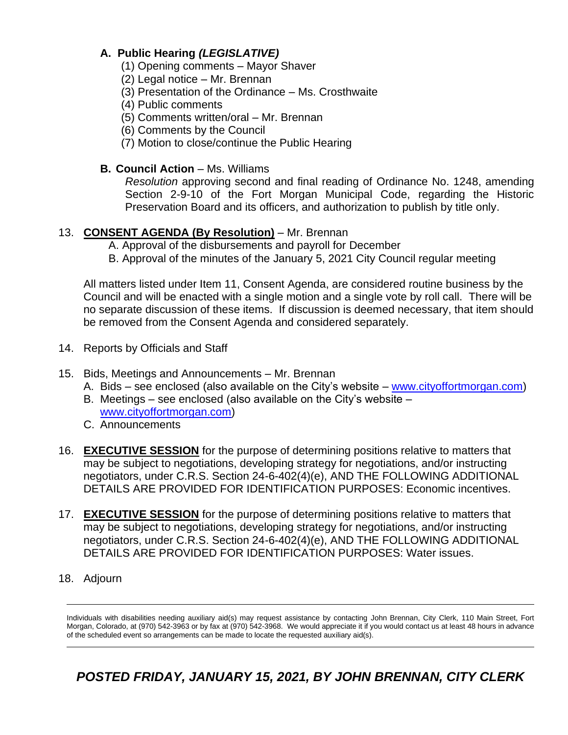**A. Public Hearing *(LEGISLATIVE)***

(1) Opening comments – Mayor Shaver
(2) Legal notice – Mr. Brennan
(3) Presentation of the Ordinance – Ms. Crosthwaite
(4) Public comments
(5) Comments written/oral – Mr. Brennan
(6) Comments by the Council
(7) Motion to close/continue the Public Hearing

**B. Council Action** – Ms. Williams

*Resolution* approving second and final reading of Ordinance No. 1248, amending Section 2-9-10 of the Fort Morgan Municipal Code, regarding the Historic Preservation Board and its officers, and authorization to publish by title only.

13. **CONSENT AGENDA (By Resolution)** – Mr. Brennan
    A. Approval of the disbursements and payroll for December
    B. Approval of the minutes of the January 5, 2021 City Council regular meeting

    All matters listed under Item 11, Consent Agenda, are considered routine business by the Council and will be enacted with a single motion and a single vote by roll call. There will be no separate discussion of these items. If discussion is deemed necessary, that item should be removed from the Consent Agenda and considered separately.

14. Reports by Officials and Staff

15. Bids, Meetings and Announcements – Mr. Brennan
    A. Bids – see enclosed (also available on the City's website – www.cityoffortmorgan.com)
    B. Meetings – see enclosed (also available on the City's website – www.cityoffortmorgan.com)
    C. Announcements

16. **EXECUTIVE SESSION** for the purpose of determining positions relative to matters that may be subject to negotiations, developing strategy for negotiations, and/or instructing negotiators, under C.R.S. Section 24-6-402(4)(e), AND THE FOLLOWING ADDITIONAL DETAILS ARE PROVIDED FOR IDENTIFICATION PURPOSES: Economic incentives.

17. **EXECUTIVE SESSION** for the purpose of determining positions relative to matters that may be subject to negotiations, developing strategy for negotiations, and/or instructing negotiators, under C.R.S. Section 24-6-402(4)(e), AND THE FOLLOWING ADDITIONAL DETAILS ARE PROVIDED FOR IDENTIFICATION PURPOSES: Water issues.

18. Adjourn

---

Individuals with disabilities needing auxiliary aid(s) may request assistance by contacting John Brennan, City Clerk, 110 Main Street, Fort Morgan, Colorado, at (970) 542-3963 or by fax at (970) 542-3968. We would appreciate it if you would contact us at least 48 hours in advance of the scheduled event so arrangements can be made to locate the requested auxiliary aid(s).

---

***POSTED FRIDAY, JANUARY 15, 2021, BY JOHN BRENNAN, CITY CLERK***